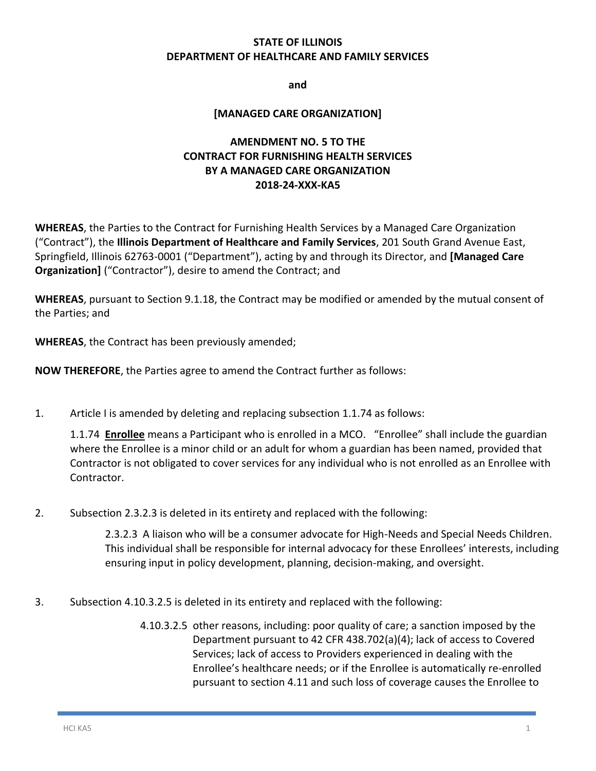**STATE OF ILLINOIS**
**DEPARTMENT OF HEALTHCARE AND FAMILY SERVICES**

**and**

**[MANAGED CARE ORGANIZATION]**

**AMENDMENT NO. 5 TO THE**
**CONTRACT FOR FURNISHING HEALTH SERVICES**
**BY A MANAGED CARE ORGANIZATION**
**2018-24-XXX-KA5**

**WHEREAS**, the Parties to the Contract for Furnishing Health Services by a Managed Care Organization ("Contract"), the **Illinois Department of Healthcare and Family Services**, 201 South Grand Avenue East, Springfield, Illinois 62763-0001 ("Department"), acting by and through its Director, and **[Managed Care Organization]** ("Contractor"), desire to amend the Contract; and

**WHEREAS**, pursuant to Section 9.1.18, the Contract may be modified or amended by the mutual consent of the Parties; and

**WHEREAS**, the Contract has been previously amended;

**NOW THEREFORE**, the Parties agree to amend the Contract further as follows:

1. Article I is amended by deleting and replacing subsection 1.1.74 as follows:

   1.1.74 **Enrollee** means a Participant who is enrolled in a MCO. "Enrollee" shall include the guardian where the Enrollee is a minor child or an adult for whom a guardian has been named, provided that Contractor is not obligated to cover services for any individual who is not enrolled as an Enrollee with Contractor.

2. Subsection 2.3.2.3 is deleted in its entirety and replaced with the following:

   2.3.2.3 A liaison who will be a consumer advocate for High-Needs and Special Needs Children. This individual shall be responsible for internal advocacy for these Enrollees' interests, including ensuring input in policy development, planning, decision-making, and oversight.

3. Subsection 4.10.3.2.5 is deleted in its entirety and replaced with the following:

   4.10.3.2.5 other reasons, including: poor quality of care; a sanction imposed by the Department pursuant to 42 CFR 438.702(a)(4); lack of access to Covered Services; lack of access to Providers experienced in dealing with the Enrollee's healthcare needs; or if the Enrollee is automatically re-enrolled pursuant to section 4.11 and such loss of coverage causes the Enrollee to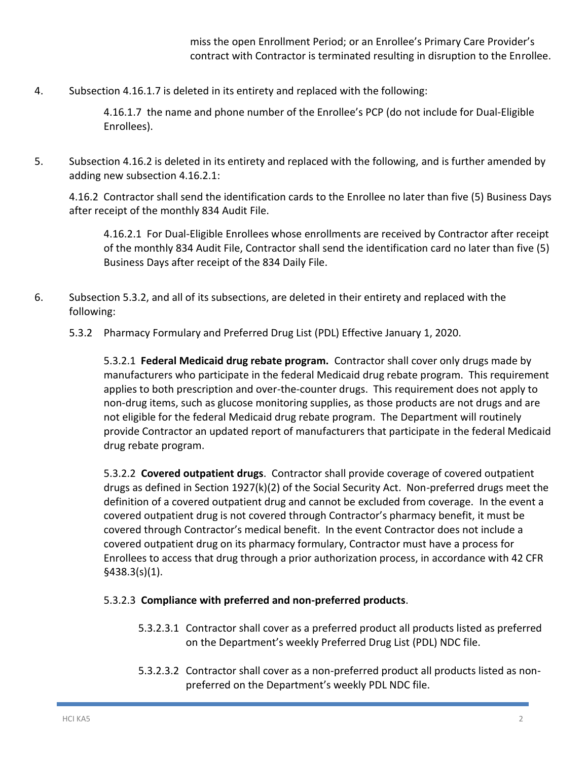miss the open Enrollment Period; or an Enrollee's Primary Care Provider's contract with Contractor is terminated resulting in disruption to the Enrollee.

4. Subsection 4.16.1.7 is deleted in its entirety and replaced with the following:

   4.16.1.7 the name and phone number of the Enrollee's PCP (do not include for Dual-Eligible Enrollees).

5. Subsection 4.16.2 is deleted in its entirety and replaced with the following, and is further amended by adding new subsection 4.16.2.1:

   4.16.2 Contractor shall send the identification cards to the Enrollee no later than five (5) Business Days after receipt of the monthly 834 Audit File.

   4.16.2.1 For Dual-Eligible Enrollees whose enrollments are received by Contractor after receipt of the monthly 834 Audit File, Contractor shall send the identification card no later than five (5) Business Days after receipt of the 834 Daily File.

6. Subsection 5.3.2, and all of its subsections, are deleted in their entirety and replaced with the following:

   5.3.2 Pharmacy Formulary and Preferred Drug List (PDL) Effective January 1, 2020.

   5.3.2.1 **Federal Medicaid drug rebate program.** Contractor shall cover only drugs made by manufacturers who participate in the federal Medicaid drug rebate program. This requirement applies to both prescription and over-the-counter drugs. This requirement does not apply to non-drug items, such as glucose monitoring supplies, as those products are not drugs and are not eligible for the federal Medicaid drug rebate program. The Department will routinely provide Contractor an updated report of manufacturers that participate in the federal Medicaid drug rebate program.

   5.3.2.2 **Covered outpatient drugs**. Contractor shall provide coverage of covered outpatient drugs as defined in Section 1927(k)(2) of the Social Security Act. Non-preferred drugs meet the definition of a covered outpatient drug and cannot be excluded from coverage. In the event a covered outpatient drug is not covered through Contractor's pharmacy benefit, it must be covered through Contractor's medical benefit. In the event Contractor does not include a covered outpatient drug on its pharmacy formulary, Contractor must have a process for Enrollees to access that drug through a prior authorization process, in accordance with 42 CFR §438.3(s)(1).

   5.3.2.3 **Compliance with preferred and non-preferred products**.

   5.3.2.3.1 Contractor shall cover as a preferred product all products listed as preferred on the Department's weekly Preferred Drug List (PDL) NDC file.

   5.3.2.3.2 Contractor shall cover as a non-preferred product all products listed as non-preferred on the Department's weekly PDL NDC file.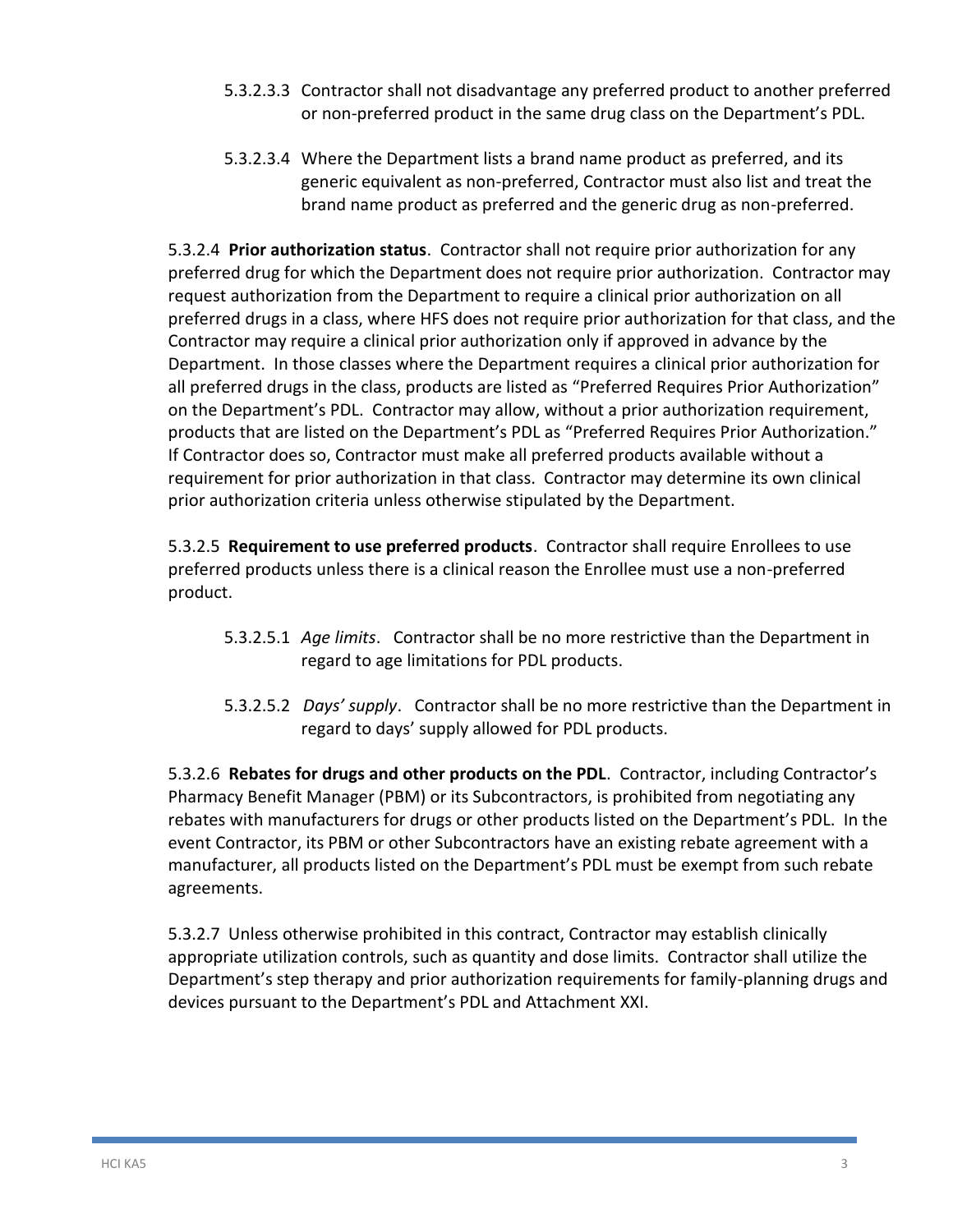5.3.2.3.3 Contractor shall not disadvantage any preferred product to another preferred or non-preferred product in the same drug class on the Department's PDL.

5.3.2.3.4 Where the Department lists a brand name product as preferred, and its generic equivalent as non-preferred, Contractor must also list and treat the brand name product as preferred and the generic drug as non-preferred.

5.3.2.4 **Prior authorization status**. Contractor shall not require prior authorization for any preferred drug for which the Department does not require prior authorization. Contractor may request authorization from the Department to require a clinical prior authorization on all preferred drugs in a class, where HFS does not require prior authorization for that class, and the Contractor may require a clinical prior authorization only if approved in advance by the Department. In those classes where the Department requires a clinical prior authorization for all preferred drugs in the class, products are listed as "Preferred Requires Prior Authorization" on the Department's PDL. Contractor may allow, without a prior authorization requirement, products that are listed on the Department's PDL as "Preferred Requires Prior Authorization." If Contractor does so, Contractor must make all preferred products available without a requirement for prior authorization in that class. Contractor may determine its own clinical prior authorization criteria unless otherwise stipulated by the Department.

5.3.2.5 **Requirement to use preferred products**. Contractor shall require Enrollees to use preferred products unless there is a clinical reason the Enrollee must use a non-preferred product.

5.3.2.5.1 *Age limits*. Contractor shall be no more restrictive than the Department in regard to age limitations for PDL products.

5.3.2.5.2 *Days' supply*. Contractor shall be no more restrictive than the Department in regard to days' supply allowed for PDL products.

5.3.2.6 **Rebates for drugs and other products on the PDL**. Contractor, including Contractor's Pharmacy Benefit Manager (PBM) or its Subcontractors, is prohibited from negotiating any rebates with manufacturers for drugs or other products listed on the Department's PDL. In the event Contractor, its PBM or other Subcontractors have an existing rebate agreement with a manufacturer, all products listed on the Department's PDL must be exempt from such rebate agreements.

5.3.2.7 Unless otherwise prohibited in this contract, Contractor may establish clinically appropriate utilization controls, such as quantity and dose limits. Contractor shall utilize the Department's step therapy and prior authorization requirements for family-planning drugs and devices pursuant to the Department's PDL and Attachment XXI.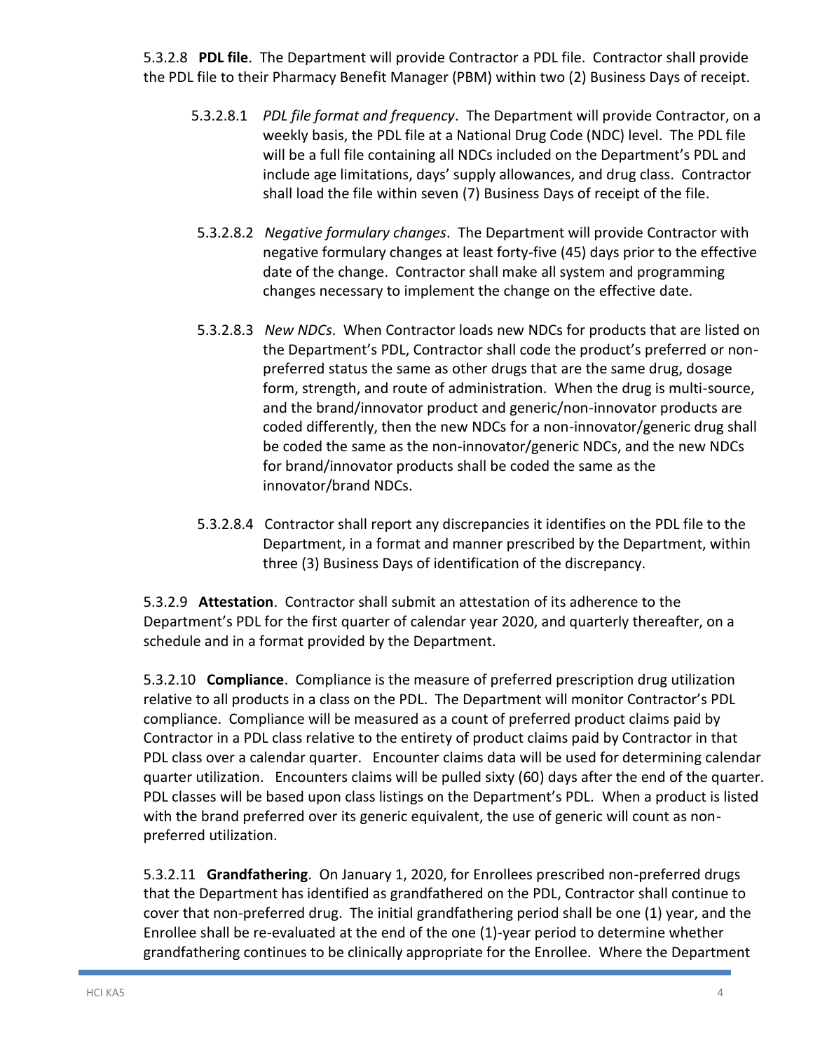5.3.2.8 **PDL file**. The Department will provide Contractor a PDL file. Contractor shall provide the PDL file to their Pharmacy Benefit Manager (PBM) within two (2) Business Days of receipt.

5.3.2.8.1 *PDL file format and frequency*. The Department will provide Contractor, on a weekly basis, the PDL file at a National Drug Code (NDC) level. The PDL file will be a full file containing all NDCs included on the Department's PDL and include age limitations, days' supply allowances, and drug class. Contractor shall load the file within seven (7) Business Days of receipt of the file.

5.3.2.8.2 *Negative formulary changes*. The Department will provide Contractor with negative formulary changes at least forty-five (45) days prior to the effective date of the change. Contractor shall make all system and programming changes necessary to implement the change on the effective date.

5.3.2.8.3 *New NDCs*. When Contractor loads new NDCs for products that are listed on the Department's PDL, Contractor shall code the product's preferred or non-preferred status the same as other drugs that are the same drug, dosage form, strength, and route of administration. When the drug is multi-source, and the brand/innovator product and generic/non-innovator products are coded differently, then the new NDCs for a non-innovator/generic drug shall be coded the same as the non-innovator/generic NDCs, and the new NDCs for brand/innovator products shall be coded the same as the innovator/brand NDCs.

5.3.2.8.4 Contractor shall report any discrepancies it identifies on the PDL file to the Department, in a format and manner prescribed by the Department, within three (3) Business Days of identification of the discrepancy.

5.3.2.9 **Attestation**. Contractor shall submit an attestation of its adherence to the Department's PDL for the first quarter of calendar year 2020, and quarterly thereafter, on a schedule and in a format provided by the Department.

5.3.2.10 **Compliance**. Compliance is the measure of preferred prescription drug utilization relative to all products in a class on the PDL. The Department will monitor Contractor's PDL compliance. Compliance will be measured as a count of preferred product claims paid by Contractor in a PDL class relative to the entirety of product claims paid by Contractor in that PDL class over a calendar quarter. Encounter claims data will be used for determining calendar quarter utilization. Encounters claims will be pulled sixty (60) days after the end of the quarter. PDL classes will be based upon class listings on the Department's PDL. When a product is listed with the brand preferred over its generic equivalent, the use of generic will count as non-preferred utilization.

5.3.2.11 **Grandfathering**. On January 1, 2020, for Enrollees prescribed non-preferred drugs that the Department has identified as grandfathered on the PDL, Contractor shall continue to cover that non-preferred drug. The initial grandfathering period shall be one (1) year, and the Enrollee shall be re-evaluated at the end of the one (1)-year period to determine whether grandfathering continues to be clinically appropriate for the Enrollee. Where the Department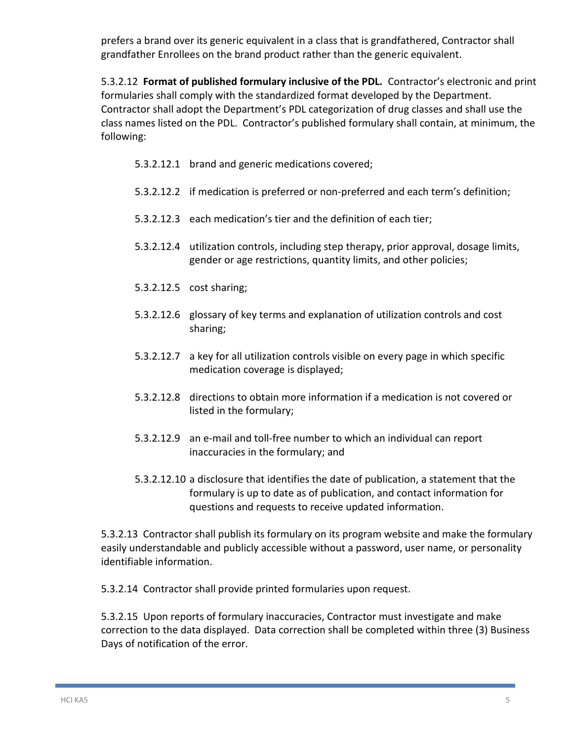prefers a brand over its generic equivalent in a class that is grandfathered, Contractor shall grandfather Enrollees on the brand product rather than the generic equivalent.

5.3.2.12 **Format of published formulary inclusive of the PDL.** Contractor's electronic and print formularies shall comply with the standardized format developed by the Department. Contractor shall adopt the Department's PDL categorization of drug classes and shall use the class names listed on the PDL. Contractor's published formulary shall contain, at minimum, the following:

5.3.2.12.1 brand and generic medications covered;

5.3.2.12.2 if medication is preferred or non-preferred and each term's definition;

5.3.2.12.3 each medication's tier and the definition of each tier;

5.3.2.12.4 utilization controls, including step therapy, prior approval, dosage limits, gender or age restrictions, quantity limits, and other policies;

5.3.2.12.5 cost sharing;

5.3.2.12.6 glossary of key terms and explanation of utilization controls and cost sharing;

5.3.2.12.7 a key for all utilization controls visible on every page in which specific medication coverage is displayed;

5.3.2.12.8 directions to obtain more information if a medication is not covered or listed in the formulary;

5.3.2.12.9 an e-mail and toll-free number to which an individual can report inaccuracies in the formulary; and

5.3.2.12.10 a disclosure that identifies the date of publication, a statement that the formulary is up to date as of publication, and contact information for questions and requests to receive updated information.

5.3.2.13 Contractor shall publish its formulary on its program website and make the formulary easily understandable and publicly accessible without a password, user name, or personality identifiable information.

5.3.2.14 Contractor shall provide printed formularies upon request.

5.3.2.15 Upon reports of formulary inaccuracies, Contractor must investigate and make correction to the data displayed. Data correction shall be completed within three (3) Business Days of notification of the error.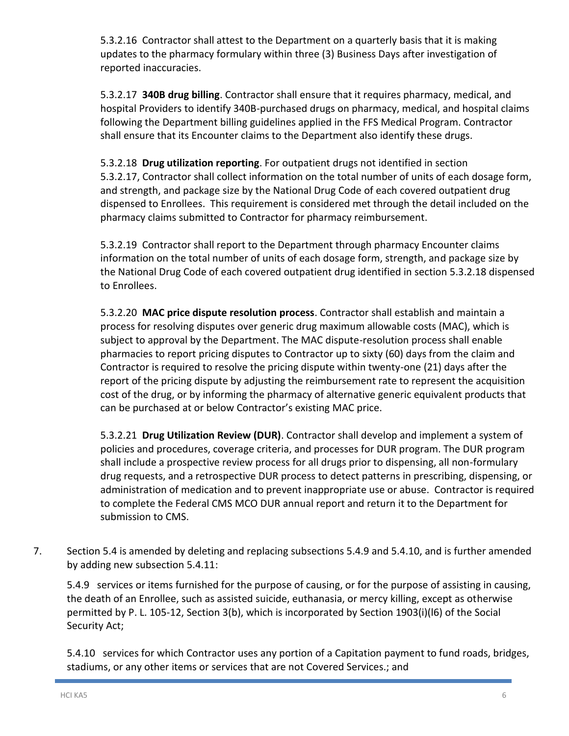5.3.2.16 Contractor shall attest to the Department on a quarterly basis that it is making updates to the pharmacy formulary within three (3) Business Days after investigation of reported inaccuracies.

5.3.2.17 **340B drug billing**. Contractor shall ensure that it requires pharmacy, medical, and hospital Providers to identify 340B-purchased drugs on pharmacy, medical, and hospital claims following the Department billing guidelines applied in the FFS Medical Program. Contractor shall ensure that its Encounter claims to the Department also identify these drugs.

5.3.2.18 **Drug utilization reporting**. For outpatient drugs not identified in section 5.3.2.17, Contractor shall collect information on the total number of units of each dosage form, and strength, and package size by the National Drug Code of each covered outpatient drug dispensed to Enrollees. This requirement is considered met through the detail included on the pharmacy claims submitted to Contractor for pharmacy reimbursement.

5.3.2.19 Contractor shall report to the Department through pharmacy Encounter claims information on the total number of units of each dosage form, strength, and package size by the National Drug Code of each covered outpatient drug identified in section 5.3.2.18 dispensed to Enrollees.

5.3.2.20 **MAC price dispute resolution process**. Contractor shall establish and maintain a process for resolving disputes over generic drug maximum allowable costs (MAC), which is subject to approval by the Department. The MAC dispute-resolution process shall enable pharmacies to report pricing disputes to Contractor up to sixty (60) days from the claim and Contractor is required to resolve the pricing dispute within twenty-one (21) days after the report of the pricing dispute by adjusting the reimbursement rate to represent the acquisition cost of the drug, or by informing the pharmacy of alternative generic equivalent products that can be purchased at or below Contractor's existing MAC price.

5.3.2.21 **Drug Utilization Review (DUR)**. Contractor shall develop and implement a system of policies and procedures, coverage criteria, and processes for DUR program. The DUR program shall include a prospective review process for all drugs prior to dispensing, all non-formulary drug requests, and a retrospective DUR process to detect patterns in prescribing, dispensing, or administration of medication and to prevent inappropriate use or abuse. Contractor is required to complete the Federal CMS MCO DUR annual report and return it to the Department for submission to CMS.

7. Section 5.4 is amended by deleting and replacing subsections 5.4.9 and 5.4.10, and is further amended by adding new subsection 5.4.11:

5.4.9 services or items furnished for the purpose of causing, or for the purpose of assisting in causing, the death of an Enrollee, such as assisted suicide, euthanasia, or mercy killing, except as otherwise permitted by P. L. 105-12, Section 3(b), which is incorporated by Section 1903(i)(l6) of the Social Security Act;

5.4.10 services for which Contractor uses any portion of a Capitation payment to fund roads, bridges, stadiums, or any other items or services that are not Covered Services.; and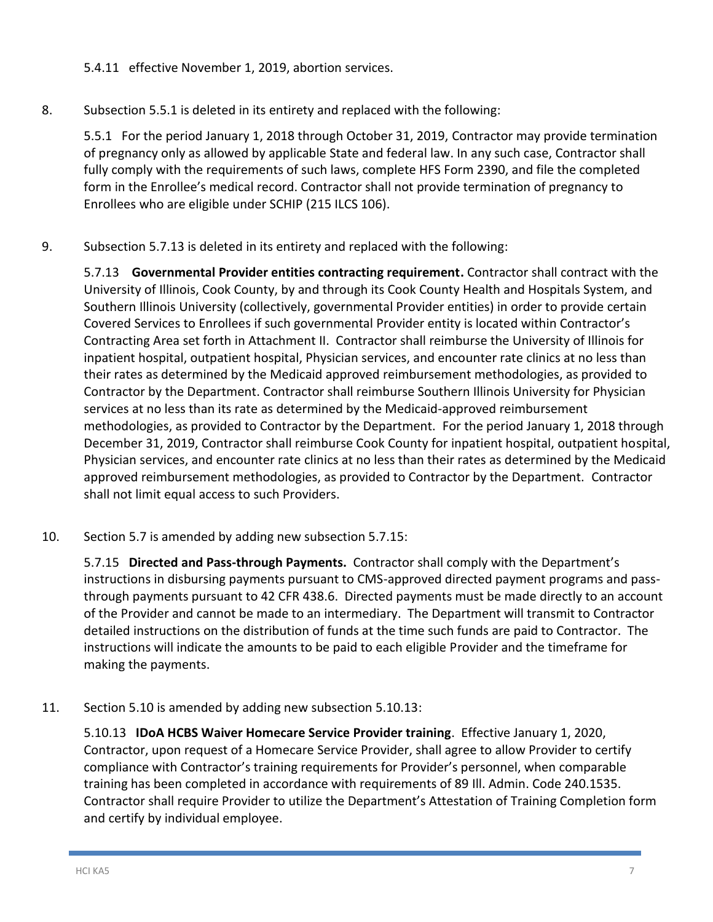5.4.11 effective November 1, 2019, abortion services.

8. Subsection 5.5.1 is deleted in its entirety and replaced with the following:

   5.5.1 For the period January 1, 2018 through October 31, 2019, Contractor may provide termination of pregnancy only as allowed by applicable State and federal law. In any such case, Contractor shall fully comply with the requirements of such laws, complete HFS Form 2390, and file the completed form in the Enrollee's medical record. Contractor shall not provide termination of pregnancy to Enrollees who are eligible under SCHIP (215 ILCS 106).

9. Subsection 5.7.13 is deleted in its entirety and replaced with the following:

   5.7.13 **Governmental Provider entities contracting requirement.** Contractor shall contract with the University of Illinois, Cook County, by and through its Cook County Health and Hospitals System, and Southern Illinois University (collectively, governmental Provider entities) in order to provide certain Covered Services to Enrollees if such governmental Provider entity is located within Contractor's Contracting Area set forth in Attachment II. Contractor shall reimburse the University of Illinois for inpatient hospital, outpatient hospital, Physician services, and encounter rate clinics at no less than their rates as determined by the Medicaid approved reimbursement methodologies, as provided to Contractor by the Department. Contractor shall reimburse Southern Illinois University for Physician services at no less than its rate as determined by the Medicaid-approved reimbursement methodologies, as provided to Contractor by the Department. For the period January 1, 2018 through December 31, 2019, Contractor shall reimburse Cook County for inpatient hospital, outpatient hospital, Physician services, and encounter rate clinics at no less than their rates as determined by the Medicaid approved reimbursement methodologies, as provided to Contractor by the Department. Contractor shall not limit equal access to such Providers.

10. Section 5.7 is amended by adding new subsection 5.7.15:

    5.7.15 **Directed and Pass-through Payments.** Contractor shall comply with the Department's instructions in disbursing payments pursuant to CMS-approved directed payment programs and pass-through payments pursuant to 42 CFR 438.6. Directed payments must be made directly to an account of the Provider and cannot be made to an intermediary. The Department will transmit to Contractor detailed instructions on the distribution of funds at the time such funds are paid to Contractor. The instructions will indicate the amounts to be paid to each eligible Provider and the timeframe for making the payments.

11. Section 5.10 is amended by adding new subsection 5.10.13:

    5.10.13 **IDoA HCBS Waiver Homecare Service Provider training**. Effective January 1, 2020, Contractor, upon request of a Homecare Service Provider, shall agree to allow Provider to certify compliance with Contractor's training requirements for Provider's personnel, when comparable training has been completed in accordance with requirements of 89 Ill. Admin. Code 240.1535. Contractor shall require Provider to utilize the Department's Attestation of Training Completion form and certify by individual employee.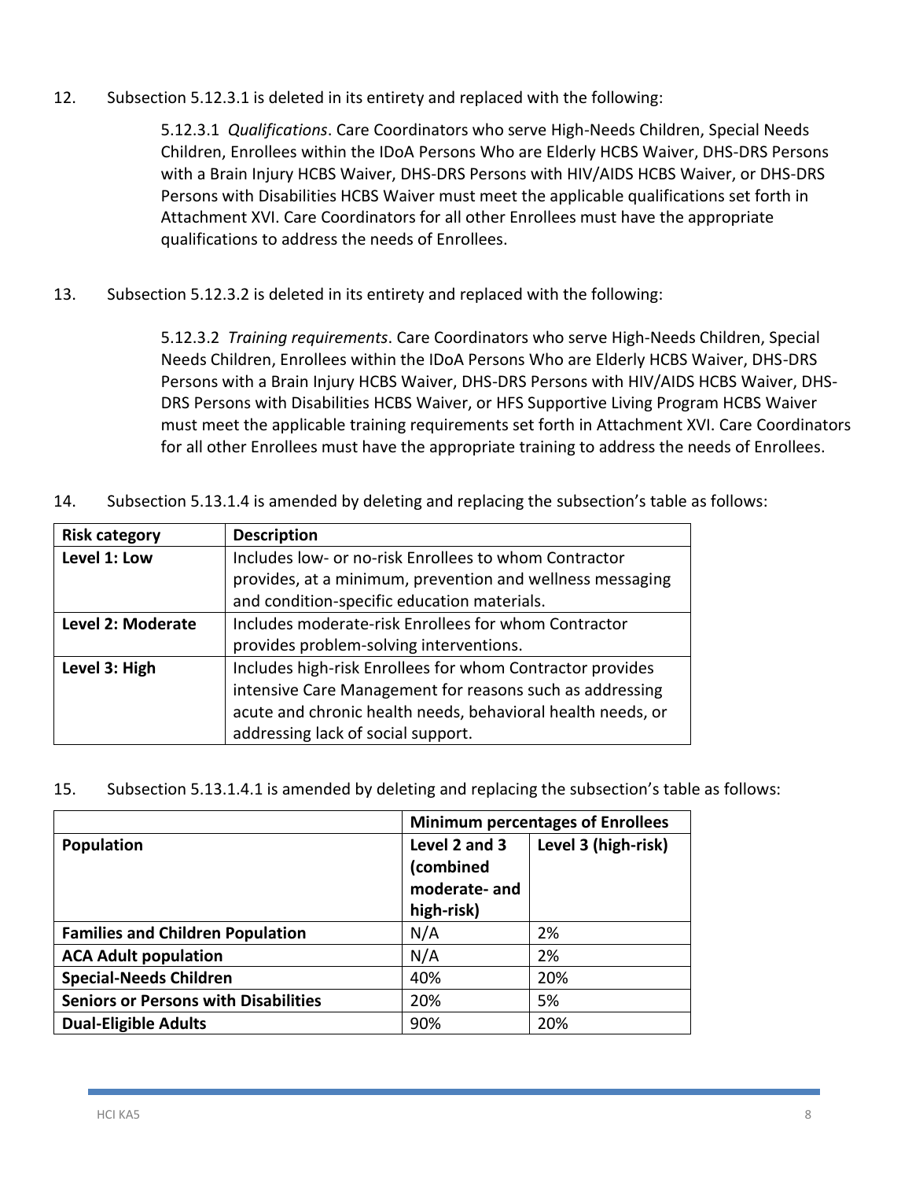12. Subsection 5.12.3.1 is deleted in its entirety and replaced with the following:

    5.12.3.1 *Qualifications*. Care Coordinators who serve High-Needs Children, Special Needs Children, Enrollees within the IDoA Persons Who are Elderly HCBS Waiver, DHS-DRS Persons with a Brain Injury HCBS Waiver, DHS-DRS Persons with HIV/AIDS HCBS Waiver, or DHS-DRS Persons with Disabilities HCBS Waiver must meet the applicable qualifications set forth in Attachment XVI. Care Coordinators for all other Enrollees must have the appropriate qualifications to address the needs of Enrollees.

13. Subsection 5.12.3.2 is deleted in its entirety and replaced with the following:

    5.12.3.2 *Training requirements*. Care Coordinators who serve High-Needs Children, Special Needs Children, Enrollees within the IDoA Persons Who are Elderly HCBS Waiver, DHS-DRS Persons with a Brain Injury HCBS Waiver, DHS-DRS Persons with HIV/AIDS HCBS Waiver, DHS-DRS Persons with Disabilities HCBS Waiver, or HFS Supportive Living Program HCBS Waiver must meet the applicable training requirements set forth in Attachment XVI. Care Coordinators for all other Enrollees must have the appropriate training to address the needs of Enrollees.

14. Subsection 5.13.1.4 is amended by deleting and replacing the subsection's table as follows:

| Risk category | Description |
|---|---|
| **Level 1: Low** | Includes low- or no-risk Enrollees to whom Contractor provides, at a minimum, prevention and wellness messaging and condition-specific education materials. |
| **Level 2: Moderate** | Includes moderate-risk Enrollees for whom Contractor provides problem-solving interventions. |
| **Level 3: High** | Includes high-risk Enrollees for whom Contractor provides intensive Care Management for reasons such as addressing acute and chronic health needs, behavioral health needs, or addressing lack of social support. |

15. Subsection 5.13.1.4.1 is amended by deleting and replacing the subsection's table as follows:

| | **Minimum percentages of Enrollees** | |
|---|---|---|
| **Population** | **Level 2 and 3 (combined moderate- and high-risk)** | **Level 3 (high-risk)** |
| **Families and Children Population** | N/A | 2% |
| **ACA Adult population** | N/A | 2% |
| **Special-Needs Children** | 40% | 20% |
| **Seniors or Persons with Disabilities** | 20% | 5% |
| **Dual-Eligible Adults** | 90% | 20% |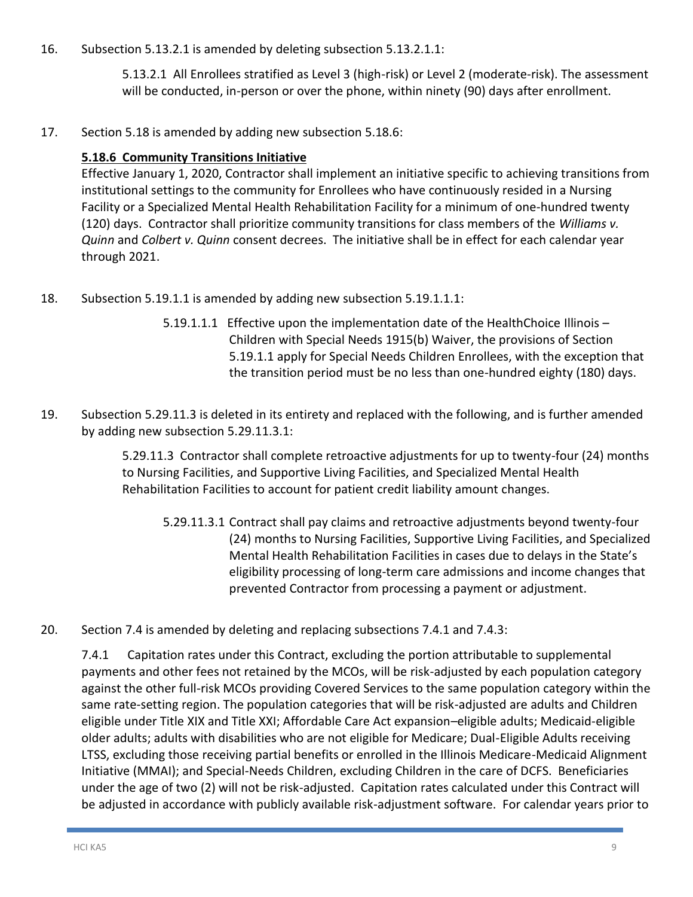16. Subsection 5.13.2.1 is amended by deleting subsection 5.13.2.1.1:

    5.13.2.1 All Enrollees stratified as Level 3 (high-risk) or Level 2 (moderate-risk). The assessment will be conducted, in-person or over the phone, within ninety (90) days after enrollment.

17. Section 5.18 is amended by adding new subsection 5.18.6:

    **5.18.6 Community Transitions Initiative**
    Effective January 1, 2020, Contractor shall implement an initiative specific to achieving transitions from institutional settings to the community for Enrollees who have continuously resided in a Nursing Facility or a Specialized Mental Health Rehabilitation Facility for a minimum of one-hundred twenty (120) days. Contractor shall prioritize community transitions for class members of the *Williams v. Quinn* and *Colbert v. Quinn* consent decrees. The initiative shall be in effect for each calendar year through 2021.

18. Subsection 5.19.1.1 is amended by adding new subsection 5.19.1.1.1:

    5.19.1.1.1 Effective upon the implementation date of the HealthChoice Illinois – Children with Special Needs 1915(b) Waiver, the provisions of Section 5.19.1.1 apply for Special Needs Children Enrollees, with the exception that the transition period must be no less than one-hundred eighty (180) days.

19. Subsection 5.29.11.3 is deleted in its entirety and replaced with the following, and is further amended by adding new subsection 5.29.11.3.1:

    5.29.11.3 Contractor shall complete retroactive adjustments for up to twenty-four (24) months to Nursing Facilities, and Supportive Living Facilities, and Specialized Mental Health Rehabilitation Facilities to account for patient credit liability amount changes.

    5.29.11.3.1 Contract shall pay claims and retroactive adjustments beyond twenty-four (24) months to Nursing Facilities, Supportive Living Facilities, and Specialized Mental Health Rehabilitation Facilities in cases due to delays in the State's eligibility processing of long-term care admissions and income changes that prevented Contractor from processing a payment or adjustment.

20. Section 7.4 is amended by deleting and replacing subsections 7.4.1 and 7.4.3:

    7.4.1 Capitation rates under this Contract, excluding the portion attributable to supplemental payments and other fees not retained by the MCOs, will be risk-adjusted by each population category against the other full-risk MCOs providing Covered Services to the same population category within the same rate-setting region. The population categories that will be risk-adjusted are adults and Children eligible under Title XIX and Title XXI; Affordable Care Act expansion–eligible adults; Medicaid-eligible older adults; adults with disabilities who are not eligible for Medicare; Dual-Eligible Adults receiving LTSS, excluding those receiving partial benefits or enrolled in the Illinois Medicare-Medicaid Alignment Initiative (MMAI); and Special-Needs Children, excluding Children in the care of DCFS. Beneficiaries under the age of two (2) will not be risk-adjusted. Capitation rates calculated under this Contract will be adjusted in accordance with publicly available risk-adjustment software. For calendar years prior to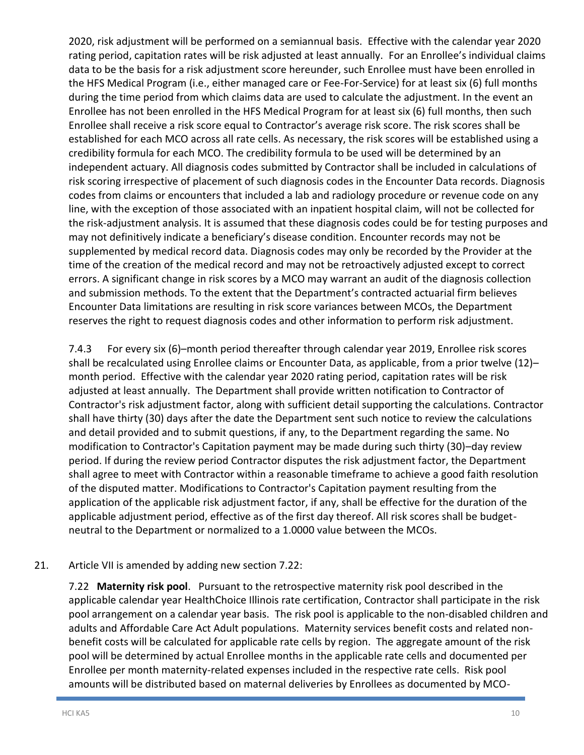2020, risk adjustment will be performed on a semiannual basis. Effective with the calendar year 2020 rating period, capitation rates will be risk adjusted at least annually. For an Enrollee's individual claims data to be the basis for a risk adjustment score hereunder, such Enrollee must have been enrolled in the HFS Medical Program (i.e., either managed care or Fee-For-Service) for at least six (6) full months during the time period from which claims data are used to calculate the adjustment. In the event an Enrollee has not been enrolled in the HFS Medical Program for at least six (6) full months, then such Enrollee shall receive a risk score equal to Contractor's average risk score. The risk scores shall be established for each MCO across all rate cells. As necessary, the risk scores will be established using a credibility formula for each MCO. The credibility formula to be used will be determined by an independent actuary. All diagnosis codes submitted by Contractor shall be included in calculations of risk scoring irrespective of placement of such diagnosis codes in the Encounter Data records. Diagnosis codes from claims or encounters that included a lab and radiology procedure or revenue code on any line, with the exception of those associated with an inpatient hospital claim, will not be collected for the risk-adjustment analysis. It is assumed that these diagnosis codes could be for testing purposes and may not definitively indicate a beneficiary's disease condition. Encounter records may not be supplemented by medical record data. Diagnosis codes may only be recorded by the Provider at the time of the creation of the medical record and may not be retroactively adjusted except to correct errors. A significant change in risk scores by a MCO may warrant an audit of the diagnosis collection and submission methods. To the extent that the Department's contracted actuarial firm believes Encounter Data limitations are resulting in risk score variances between MCOs, the Department reserves the right to request diagnosis codes and other information to perform risk adjustment.

7.4.3 For every six (6)–month period thereafter through calendar year 2019, Enrollee risk scores shall be recalculated using Enrollee claims or Encounter Data, as applicable, from a prior twelve (12)–month period. Effective with the calendar year 2020 rating period, capitation rates will be risk adjusted at least annually. The Department shall provide written notification to Contractor of Contractor's risk adjustment factor, along with sufficient detail supporting the calculations. Contractor shall have thirty (30) days after the date the Department sent such notice to review the calculations and detail provided and to submit questions, if any, to the Department regarding the same. No modification to Contractor's Capitation payment may be made during such thirty (30)–day review period. If during the review period Contractor disputes the risk adjustment factor, the Department shall agree to meet with Contractor within a reasonable timeframe to achieve a good faith resolution of the disputed matter. Modifications to Contractor's Capitation payment resulting from the application of the applicable risk adjustment factor, if any, shall be effective for the duration of the applicable adjustment period, effective as of the first day thereof. All risk scores shall be budget-neutral to the Department or normalized to a 1.0000 value between the MCOs.

21. Article VII is amended by adding new section 7.22:

7.22 **Maternity risk pool**. Pursuant to the retrospective maternity risk pool described in the applicable calendar year HealthChoice Illinois rate certification, Contractor shall participate in the risk pool arrangement on a calendar year basis. The risk pool is applicable to the non-disabled children and adults and Affordable Care Act Adult populations. Maternity services benefit costs and related non-benefit costs will be calculated for applicable rate cells by region. The aggregate amount of the risk pool will be determined by actual Enrollee months in the applicable rate cells and documented per Enrollee per month maternity-related expenses included in the respective rate cells. Risk pool amounts will be distributed based on maternal deliveries by Enrollees as documented by MCO-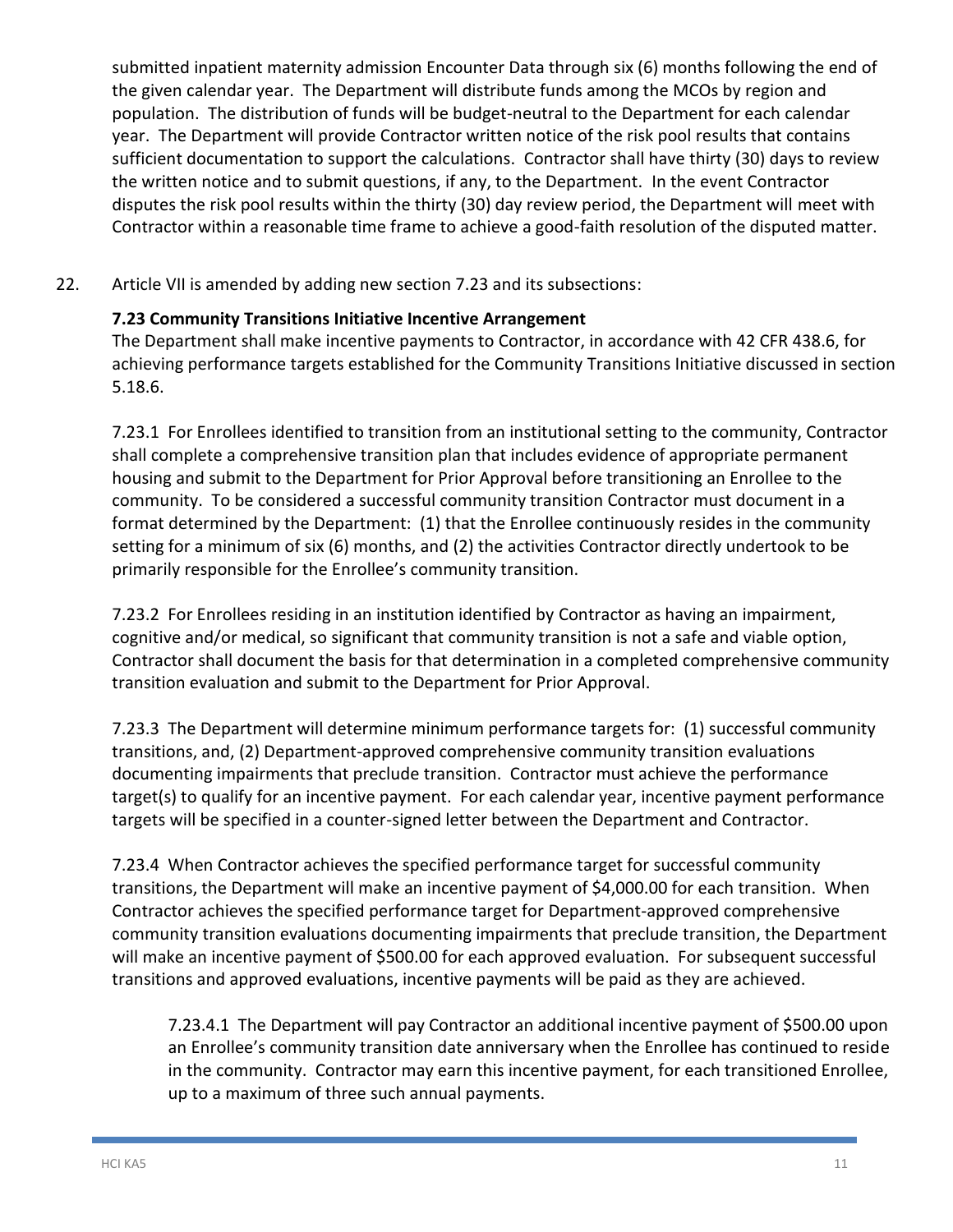submitted inpatient maternity admission Encounter Data through six (6) months following the end of the given calendar year. The Department will distribute funds among the MCOs by region and population. The distribution of funds will be budget-neutral to the Department for each calendar year. The Department will provide Contractor written notice of the risk pool results that contains sufficient documentation to support the calculations. Contractor shall have thirty (30) days to review the written notice and to submit questions, if any, to the Department. In the event Contractor disputes the risk pool results within the thirty (30) day review period, the Department will meet with Contractor within a reasonable time frame to achieve a good-faith resolution of the disputed matter.

22. Article VII is amended by adding new section 7.23 and its subsections:

**7.23 Community Transitions Initiative Incentive Arrangement**

The Department shall make incentive payments to Contractor, in accordance with 42 CFR 438.6, for achieving performance targets established for the Community Transitions Initiative discussed in section 5.18.6.

7.23.1 For Enrollees identified to transition from an institutional setting to the community, Contractor shall complete a comprehensive transition plan that includes evidence of appropriate permanent housing and submit to the Department for Prior Approval before transitioning an Enrollee to the community. To be considered a successful community transition Contractor must document in a format determined by the Department: (1) that the Enrollee continuously resides in the community setting for a minimum of six (6) months, and (2) the activities Contractor directly undertook to be primarily responsible for the Enrollee's community transition.

7.23.2 For Enrollees residing in an institution identified by Contractor as having an impairment, cognitive and/or medical, so significant that community transition is not a safe and viable option, Contractor shall document the basis for that determination in a completed comprehensive community transition evaluation and submit to the Department for Prior Approval.

7.23.3 The Department will determine minimum performance targets for: (1) successful community transitions, and, (2) Department-approved comprehensive community transition evaluations documenting impairments that preclude transition. Contractor must achieve the performance target(s) to qualify for an incentive payment. For each calendar year, incentive payment performance targets will be specified in a counter-signed letter between the Department and Contractor.

7.23.4 When Contractor achieves the specified performance target for successful community transitions, the Department will make an incentive payment of $4,000.00 for each transition. When Contractor achieves the specified performance target for Department-approved comprehensive community transition evaluations documenting impairments that preclude transition, the Department will make an incentive payment of $500.00 for each approved evaluation. For subsequent successful transitions and approved evaluations, incentive payments will be paid as they are achieved.

7.23.4.1 The Department will pay Contractor an additional incentive payment of $500.00 upon an Enrollee's community transition date anniversary when the Enrollee has continued to reside in the community. Contractor may earn this incentive payment, for each transitioned Enrollee, up to a maximum of three such annual payments.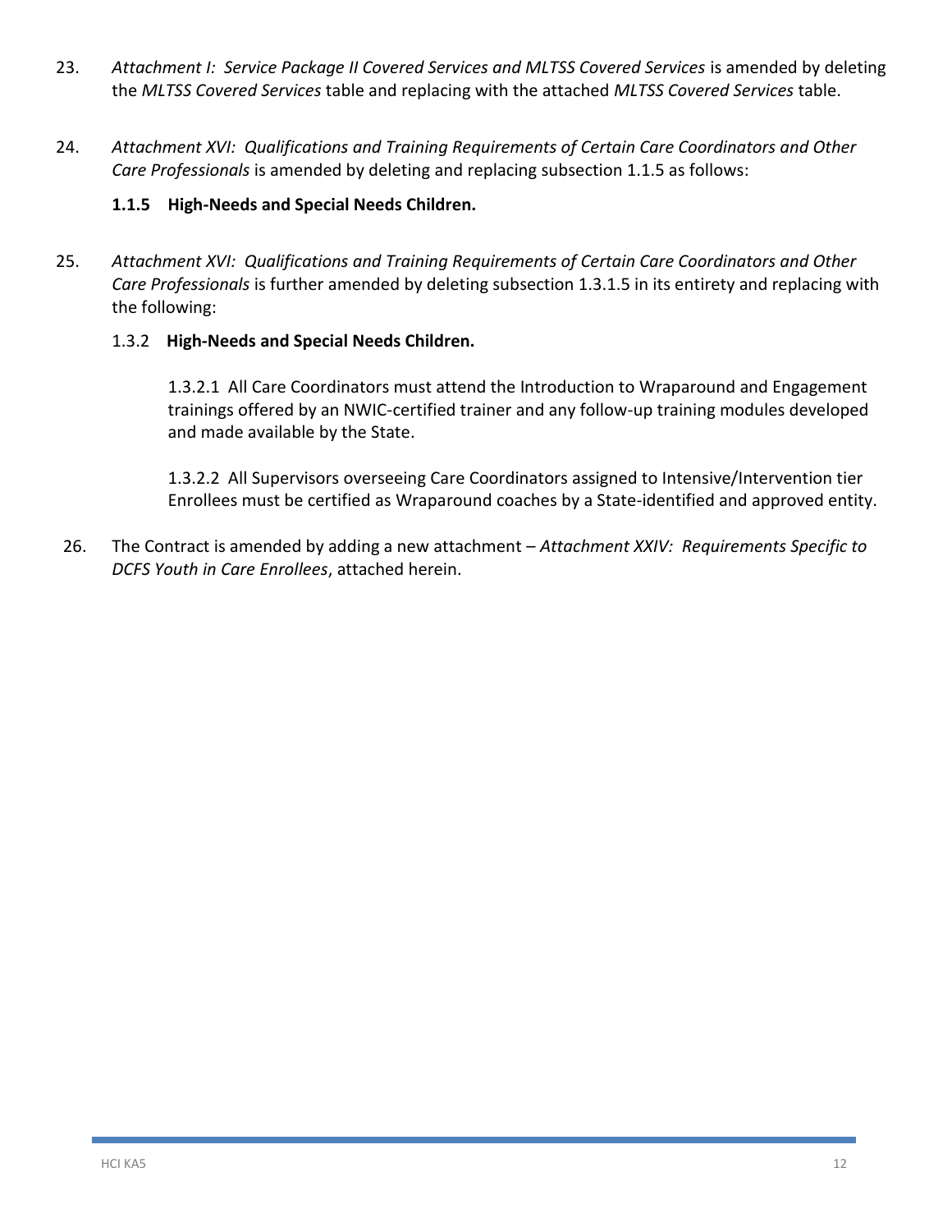23. *Attachment I: Service Package II Covered Services and MLTSS Covered Services* is amended by deleting the *MLTSS Covered Services* table and replacing with the attached *MLTSS Covered Services* table.

24. *Attachment XVI: Qualifications and Training Requirements of Certain Care Coordinators and Other Care Professionals* is amended by deleting and replacing subsection 1.1.5 as follows:

    **1.1.5 High-Needs and Special Needs Children.**

25. *Attachment XVI: Qualifications and Training Requirements of Certain Care Coordinators and Other Care Professionals* is further amended by deleting subsection 1.3.1.5 in its entirety and replacing with the following:

    1.3.2 **High-Needs and Special Needs Children.**

    1.3.2.1 All Care Coordinators must attend the Introduction to Wraparound and Engagement trainings offered by an NWIC-certified trainer and any follow-up training modules developed and made available by the State.

    1.3.2.2 All Supervisors overseeing Care Coordinators assigned to Intensive/Intervention tier Enrollees must be certified as Wraparound coaches by a State-identified and approved entity.

26. The Contract is amended by adding a new attachment – *Attachment XXIV: Requirements Specific to DCFS Youth in Care Enrollees*, attached herein.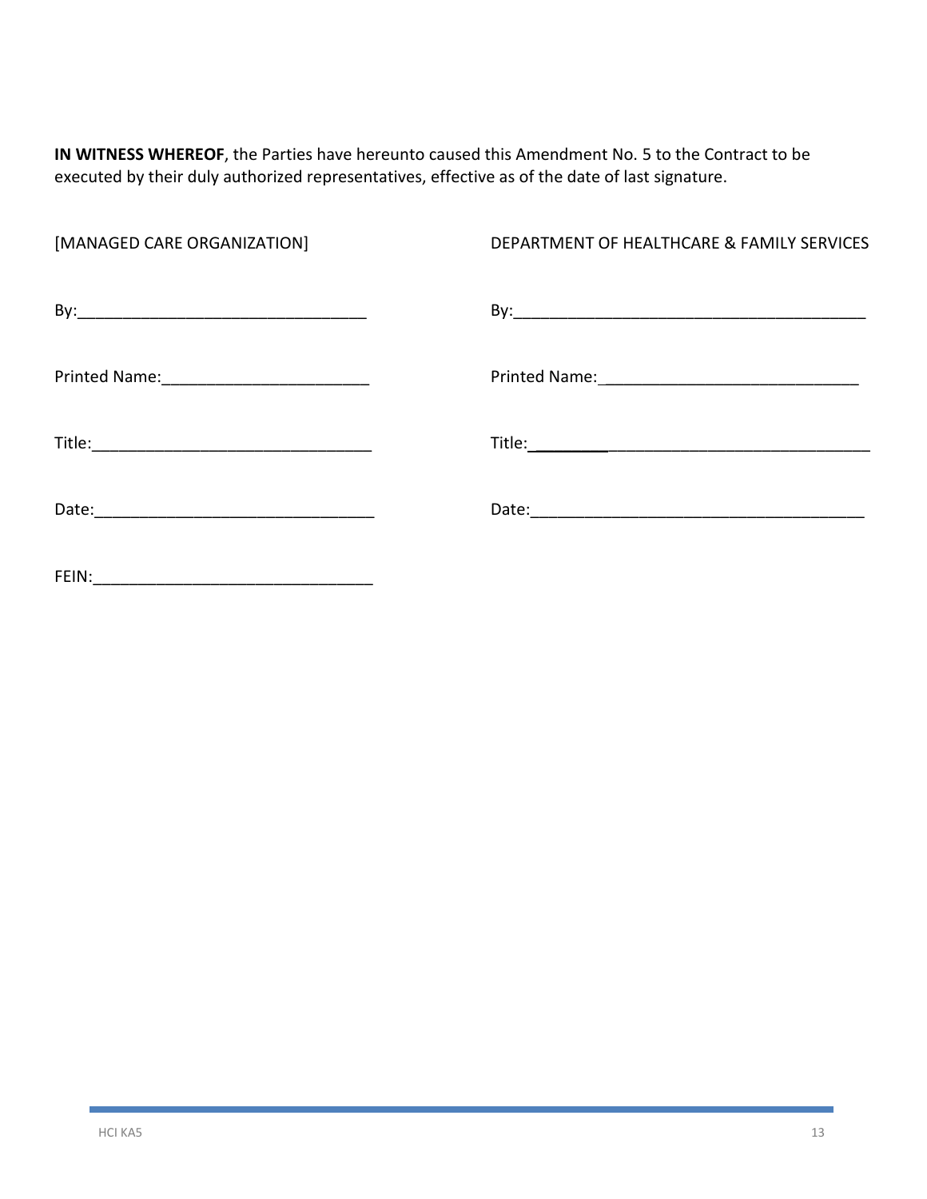**IN WITNESS WHEREOF**, the Parties have hereunto caused this Amendment No. 5 to the Contract to be executed by their duly authorized representatives, effective as of the date of last signature.

[MANAGED CARE ORGANIZATION]

By:________________________________

Printed Name:_______________________

Title:______________________________

Date:______________________________

FEIN:______________________________

DEPARTMENT OF HEALTHCARE & FAMILY SERVICES

By:________________________________________

Printed Name:_____________________________

Title:________________________________________

Date:_______________________________________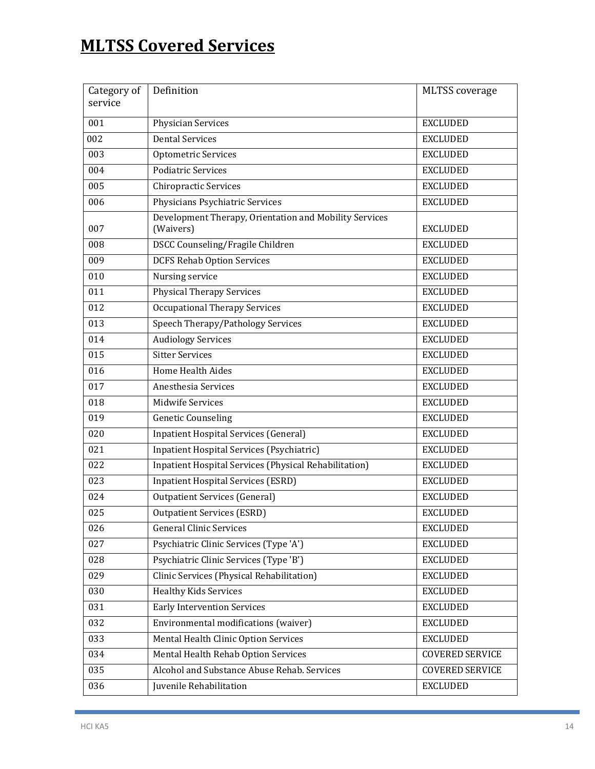# MLTSS Covered Services

| Category of service | Definition | MLTSS coverage |
|---|---|---|
| 001 | Physician Services | EXCLUDED |
| 002 | Dental Services | EXCLUDED |
| 003 | Optometric Services | EXCLUDED |
| 004 | Podiatric Services | EXCLUDED |
| 005 | Chiropractic Services | EXCLUDED |
| 006 | Physicians Psychiatric Services | EXCLUDED |
| 007 | Development Therapy, Orientation and Mobility Services (Waivers) | EXCLUDED |
| 008 | DSCC Counseling/Fragile Children | EXCLUDED |
| 009 | DCFS Rehab Option Services | EXCLUDED |
| 010 | Nursing service | EXCLUDED |
| 011 | Physical Therapy Services | EXCLUDED |
| 012 | Occupational Therapy Services | EXCLUDED |
| 013 | Speech Therapy/Pathology Services | EXCLUDED |
| 014 | Audiology Services | EXCLUDED |
| 015 | Sitter Services | EXCLUDED |
| 016 | Home Health Aides | EXCLUDED |
| 017 | Anesthesia Services | EXCLUDED |
| 018 | Midwife Services | EXCLUDED |
| 019 | Genetic Counseling | EXCLUDED |
| 020 | Inpatient Hospital Services (General) | EXCLUDED |
| 021 | Inpatient Hospital Services (Psychiatric) | EXCLUDED |
| 022 | Inpatient Hospital Services (Physical Rehabilitation) | EXCLUDED |
| 023 | Inpatient Hospital Services (ESRD) | EXCLUDED |
| 024 | Outpatient Services (General) | EXCLUDED |
| 025 | Outpatient Services (ESRD) | EXCLUDED |
| 026 | General Clinic Services | EXCLUDED |
| 027 | Psychiatric Clinic Services (Type 'A') | EXCLUDED |
| 028 | Psychiatric Clinic Services (Type 'B') | EXCLUDED |
| 029 | Clinic Services (Physical Rehabilitation) | EXCLUDED |
| 030 | Healthy Kids Services | EXCLUDED |
| 031 | Early Intervention Services | EXCLUDED |
| 032 | Environmental modifications (waiver) | EXCLUDED |
| 033 | Mental Health Clinic Option Services | EXCLUDED |
| 034 | Mental Health Rehab Option Services | COVERED SERVICE |
| 035 | Alcohol and Substance Abuse Rehab. Services | COVERED SERVICE |
| 036 | Juvenile Rehabilitation | EXCLUDED |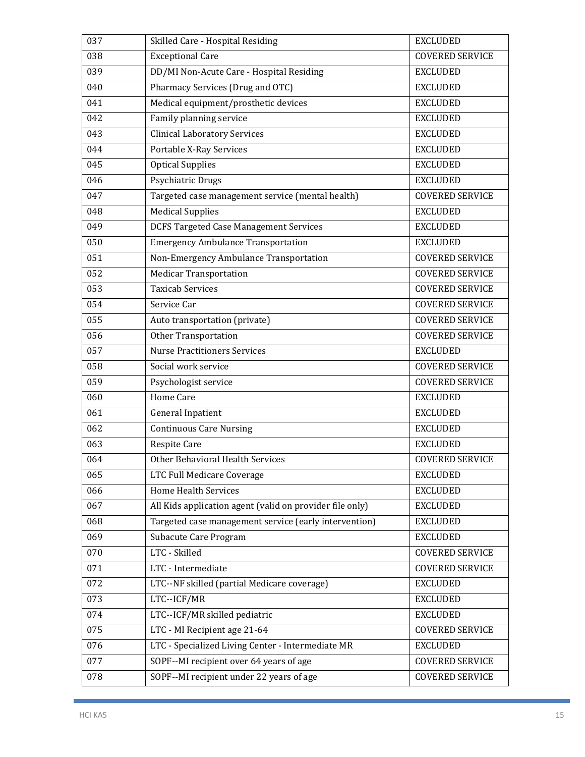| 037 | Skilled Care - Hospital Residing | EXCLUDED |
|---|---|---|
| 038 | Exceptional Care | COVERED SERVICE |
| 039 | DD/MI Non-Acute Care - Hospital Residing | EXCLUDED |
| 040 | Pharmacy Services (Drug and OTC) | EXCLUDED |
| 041 | Medical equipment/prosthetic devices | EXCLUDED |
| 042 | Family planning service | EXCLUDED |
| 043 | Clinical Laboratory Services | EXCLUDED |
| 044 | Portable X-Ray Services | EXCLUDED |
| 045 | Optical Supplies | EXCLUDED |
| 046 | Psychiatric Drugs | EXCLUDED |
| 047 | Targeted case management service (mental health) | COVERED SERVICE |
| 048 | Medical Supplies | EXCLUDED |
| 049 | DCFS Targeted Case Management Services | EXCLUDED |
| 050 | Emergency Ambulance Transportation | EXCLUDED |
| 051 | Non-Emergency Ambulance Transportation | COVERED SERVICE |
| 052 | Medicar Transportation | COVERED SERVICE |
| 053 | Taxicab Services | COVERED SERVICE |
| 054 | Service Car | COVERED SERVICE |
| 055 | Auto transportation (private) | COVERED SERVICE |
| 056 | Other Transportation | COVERED SERVICE |
| 057 | Nurse Practitioners Services | EXCLUDED |
| 058 | Social work service | COVERED SERVICE |
| 059 | Psychologist service | COVERED SERVICE |
| 060 | Home Care | EXCLUDED |
| 061 | General Inpatient | EXCLUDED |
| 062 | Continuous Care Nursing | EXCLUDED |
| 063 | Respite Care | EXCLUDED |
| 064 | Other Behavioral Health Services | COVERED SERVICE |
| 065 | LTC Full Medicare Coverage | EXCLUDED |
| 066 | Home Health Services | EXCLUDED |
| 067 | All Kids application agent (valid on provider file only) | EXCLUDED |
| 068 | Targeted case management service (early intervention) | EXCLUDED |
| 069 | Subacute Care Program | EXCLUDED |
| 070 | LTC - Skilled | COVERED SERVICE |
| 071 | LTC - Intermediate | COVERED SERVICE |
| 072 | LTC--NF skilled (partial Medicare coverage) | EXCLUDED |
| 073 | LTC--ICF/MR | EXCLUDED |
| 074 | LTC--ICF/MR skilled pediatric | EXCLUDED |
| 075 | LTC - MI Recipient age 21-64 | COVERED SERVICE |
| 076 | LTC - Specialized Living Center - Intermediate MR | EXCLUDED |
| 077 | SOPF--MI recipient over 64 years of age | COVERED SERVICE |
| 078 | SOPF--MI recipient under 22 years of age | COVERED SERVICE |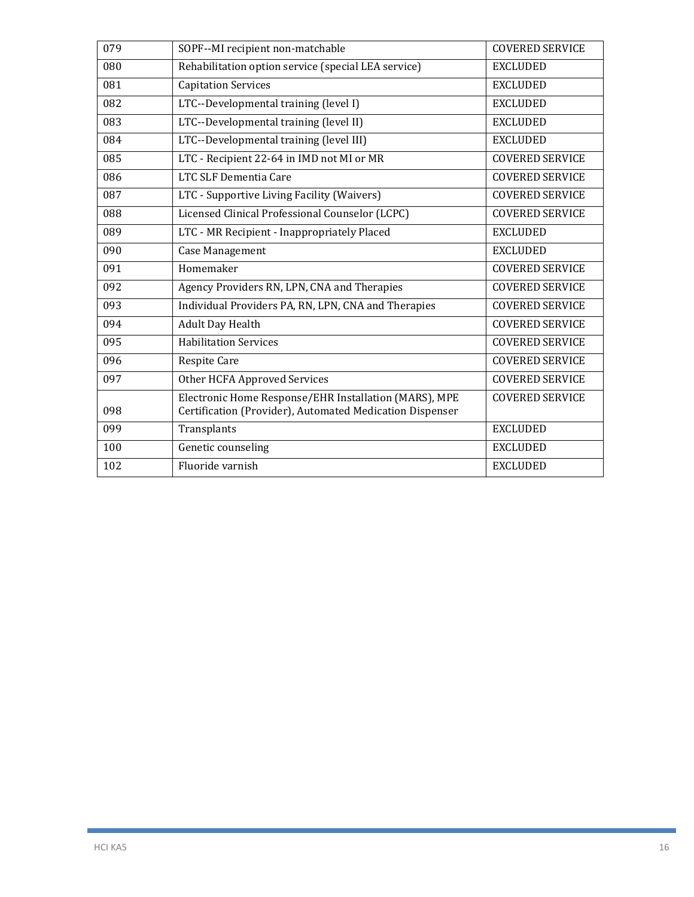| | | |
|---|---|---|
| 079 | SOPF--MI recipient non-matchable | COVERED SERVICE |
| 080 | Rehabilitation option service (special LEA service) | EXCLUDED |
| 081 | Capitation Services | EXCLUDED |
| 082 | LTC--Developmental training (level I) | EXCLUDED |
| 083 | LTC--Developmental training (level II) | EXCLUDED |
| 084 | LTC--Developmental training (level III) | EXCLUDED |
| 085 | LTC - Recipient 22-64 in IMD not MI or MR | COVERED SERVICE |
| 086 | LTC SLF Dementia Care | COVERED SERVICE |
| 087 | LTC - Supportive Living Facility (Waivers) | COVERED SERVICE |
| 088 | Licensed Clinical Professional Counselor (LCPC) | COVERED SERVICE |
| 089 | LTC - MR Recipient - Inappropriately Placed | EXCLUDED |
| 090 | Case Management | EXCLUDED |
| 091 | Homemaker | COVERED SERVICE |
| 092 | Agency Providers RN, LPN, CNA and Therapies | COVERED SERVICE |
| 093 | Individual Providers PA, RN, LPN, CNA and Therapies | COVERED SERVICE |
| 094 | Adult Day Health | COVERED SERVICE |
| 095 | Habilitation Services | COVERED SERVICE |
| 096 | Respite Care | COVERED SERVICE |
| 097 | Other HCFA Approved Services | COVERED SERVICE |
| 098 | Electronic Home Response/EHR Installation (MARS), MPE Certification (Provider), Automated Medication Dispenser | COVERED SERVICE |
| 099 | Transplants | EXCLUDED |
| 100 | Genetic counseling | EXCLUDED |
| 102 | Fluoride varnish | EXCLUDED |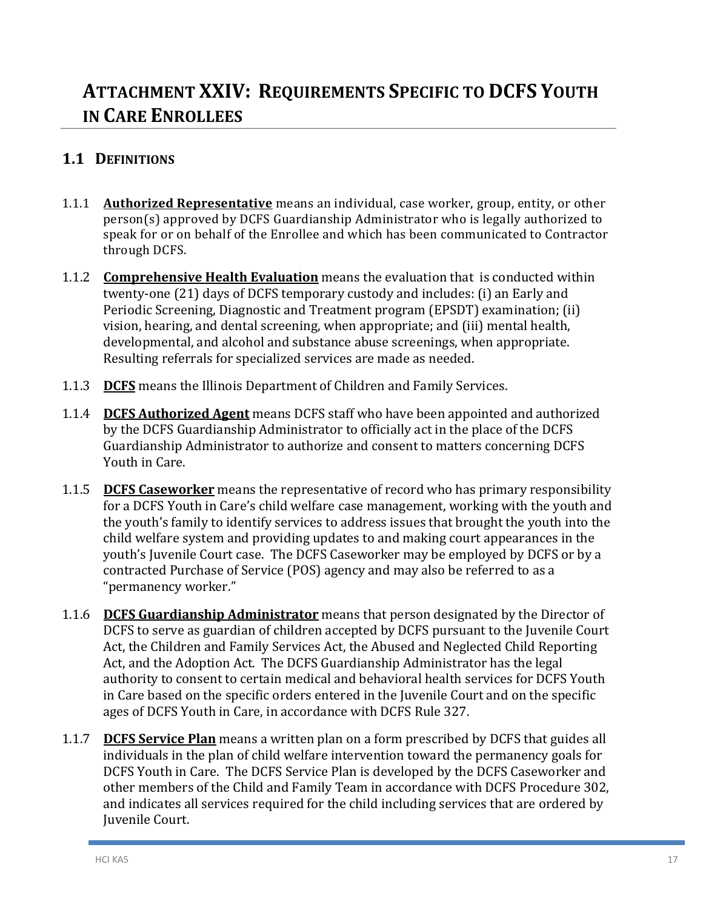# ATTACHMENT XXIV: REQUIREMENTS SPECIFIC TO DCFS YOUTH IN CARE ENROLLEES

## 1.1 DEFINITIONS

1.1.1 **Authorized Representative** means an individual, case worker, group, entity, or other person(s) approved by DCFS Guardianship Administrator who is legally authorized to speak for or on behalf of the Enrollee and which has been communicated to Contractor through DCFS.

1.1.2 **Comprehensive Health Evaluation** means the evaluation that is conducted within twenty-one (21) days of DCFS temporary custody and includes: (i) an Early and Periodic Screening, Diagnostic and Treatment program (EPSDT) examination; (ii) vision, hearing, and dental screening, when appropriate; and (iii) mental health, developmental, and alcohol and substance abuse screenings, when appropriate. Resulting referrals for specialized services are made as needed.

1.1.3 **DCFS** means the Illinois Department of Children and Family Services.

1.1.4 **DCFS Authorized Agent** means DCFS staff who have been appointed and authorized by the DCFS Guardianship Administrator to officially act in the place of the DCFS Guardianship Administrator to authorize and consent to matters concerning DCFS Youth in Care.

1.1.5 **DCFS Caseworker** means the representative of record who has primary responsibility for a DCFS Youth in Care's child welfare case management, working with the youth and the youth's family to identify services to address issues that brought the youth into the child welfare system and providing updates to and making court appearances in the youth's Juvenile Court case. The DCFS Caseworker may be employed by DCFS or by a contracted Purchase of Service (POS) agency and may also be referred to as a "permanency worker."

1.1.6 **DCFS Guardianship Administrator** means that person designated by the Director of DCFS to serve as guardian of children accepted by DCFS pursuant to the Juvenile Court Act, the Children and Family Services Act, the Abused and Neglected Child Reporting Act, and the Adoption Act. The DCFS Guardianship Administrator has the legal authority to consent to certain medical and behavioral health services for DCFS Youth in Care based on the specific orders entered in the Juvenile Court and on the specific ages of DCFS Youth in Care, in accordance with DCFS Rule 327.

1.1.7 **DCFS Service Plan** means a written plan on a form prescribed by DCFS that guides all individuals in the plan of child welfare intervention toward the permanency goals for DCFS Youth in Care. The DCFS Service Plan is developed by the DCFS Caseworker and other members of the Child and Family Team in accordance with DCFS Procedure 302, and indicates all services required for the child including services that are ordered by Juvenile Court.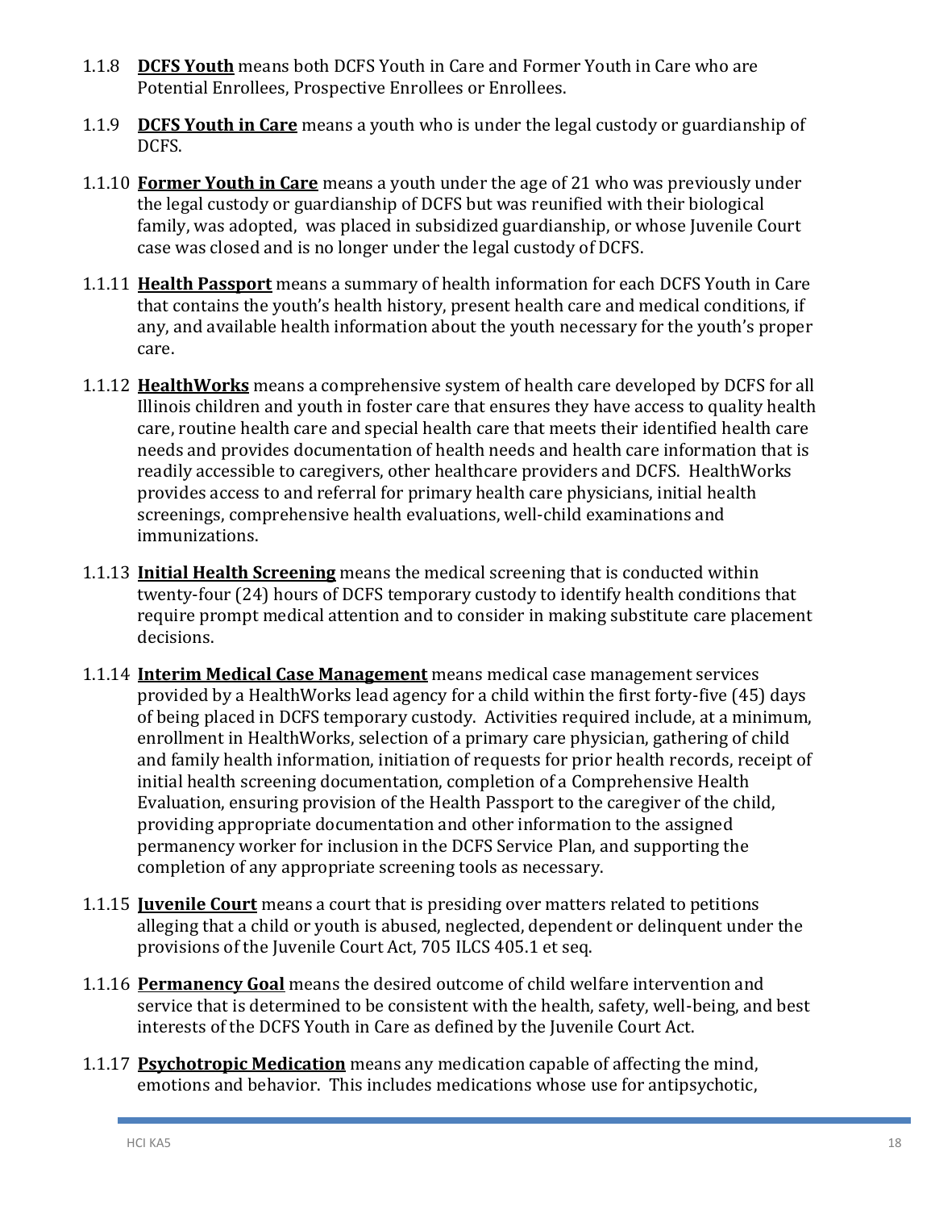1.1.8 **DCFS Youth** means both DCFS Youth in Care and Former Youth in Care who are Potential Enrollees, Prospective Enrollees or Enrollees.

1.1.9 **DCFS Youth in Care** means a youth who is under the legal custody or guardianship of DCFS.

1.1.10 **Former Youth in Care** means a youth under the age of 21 who was previously under the legal custody or guardianship of DCFS but was reunified with their biological family, was adopted, was placed in subsidized guardianship, or whose Juvenile Court case was closed and is no longer under the legal custody of DCFS.

1.1.11 **Health Passport** means a summary of health information for each DCFS Youth in Care that contains the youth's health history, present health care and medical conditions, if any, and available health information about the youth necessary for the youth's proper care.

1.1.12 **HealthWorks** means a comprehensive system of health care developed by DCFS for all Illinois children and youth in foster care that ensures they have access to quality health care, routine health care and special health care that meets their identified health care needs and provides documentation of health needs and health care information that is readily accessible to caregivers, other healthcare providers and DCFS. HealthWorks provides access to and referral for primary health care physicians, initial health screenings, comprehensive health evaluations, well-child examinations and immunizations.

1.1.13 **Initial Health Screening** means the medical screening that is conducted within twenty-four (24) hours of DCFS temporary custody to identify health conditions that require prompt medical attention and to consider in making substitute care placement decisions.

1.1.14 **Interim Medical Case Management** means medical case management services provided by a HealthWorks lead agency for a child within the first forty-five (45) days of being placed in DCFS temporary custody. Activities required include, at a minimum, enrollment in HealthWorks, selection of a primary care physician, gathering of child and family health information, initiation of requests for prior health records, receipt of initial health screening documentation, completion of a Comprehensive Health Evaluation, ensuring provision of the Health Passport to the caregiver of the child, providing appropriate documentation and other information to the assigned permanency worker for inclusion in the DCFS Service Plan, and supporting the completion of any appropriate screening tools as necessary.

1.1.15 **Juvenile Court** means a court that is presiding over matters related to petitions alleging that a child or youth is abused, neglected, dependent or delinquent under the provisions of the Juvenile Court Act, 705 ILCS 405.1 et seq.

1.1.16 **Permanency Goal** means the desired outcome of child welfare intervention and service that is determined to be consistent with the health, safety, well-being, and best interests of the DCFS Youth in Care as defined by the Juvenile Court Act.

1.1.17 **Psychotropic Medication** means any medication capable of affecting the mind, emotions and behavior. This includes medications whose use for antipsychotic,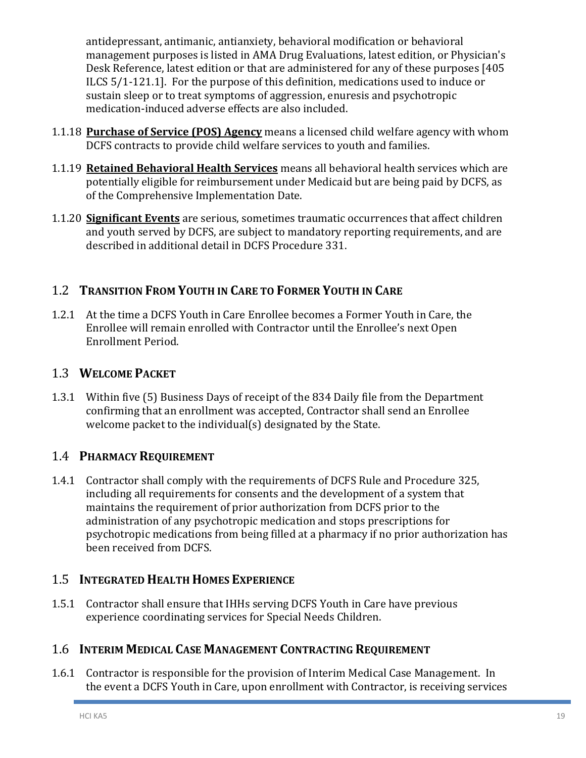antidepressant, antimanic, antianxiety, behavioral modification or behavioral management purposes is listed in AMA Drug Evaluations, latest edition, or Physician's Desk Reference, latest edition or that are administered for any of these purposes [405 ILCS 5/1-121.1]. For the purpose of this definition, medications used to induce or sustain sleep or to treat symptoms of aggression, enuresis and psychotropic medication-induced adverse effects are also included.

1.1.18 **Purchase of Service (POS) Agency** means a licensed child welfare agency with whom DCFS contracts to provide child welfare services to youth and families.

1.1.19 **Retained Behavioral Health Services** means all behavioral health services which are potentially eligible for reimbursement under Medicaid but are being paid by DCFS, as of the Comprehensive Implementation Date.

1.1.20 **Significant Events** are serious, sometimes traumatic occurrences that affect children and youth served by DCFS, are subject to mandatory reporting requirements, and are described in additional detail in DCFS Procedure 331.

## 1.2 TRANSITION FROM YOUTH IN CARE TO FORMER YOUTH IN CARE

1.2.1 At the time a DCFS Youth in Care Enrollee becomes a Former Youth in Care, the Enrollee will remain enrolled with Contractor until the Enrollee's next Open Enrollment Period.

## 1.3 WELCOME PACKET

1.3.1 Within five (5) Business Days of receipt of the 834 Daily file from the Department confirming that an enrollment was accepted, Contractor shall send an Enrollee welcome packet to the individual(s) designated by the State.

## 1.4 PHARMACY REQUIREMENT

1.4.1 Contractor shall comply with the requirements of DCFS Rule and Procedure 325, including all requirements for consents and the development of a system that maintains the requirement of prior authorization from DCFS prior to the administration of any psychotropic medication and stops prescriptions for psychotropic medications from being filled at a pharmacy if no prior authorization has been received from DCFS.

## 1.5 INTEGRATED HEALTH HOMES EXPERIENCE

1.5.1 Contractor shall ensure that IHHs serving DCFS Youth in Care have previous experience coordinating services for Special Needs Children.

## 1.6 INTERIM MEDICAL CASE MANAGEMENT CONTRACTING REQUIREMENT

1.6.1 Contractor is responsible for the provision of Interim Medical Case Management. In the event a DCFS Youth in Care, upon enrollment with Contractor, is receiving services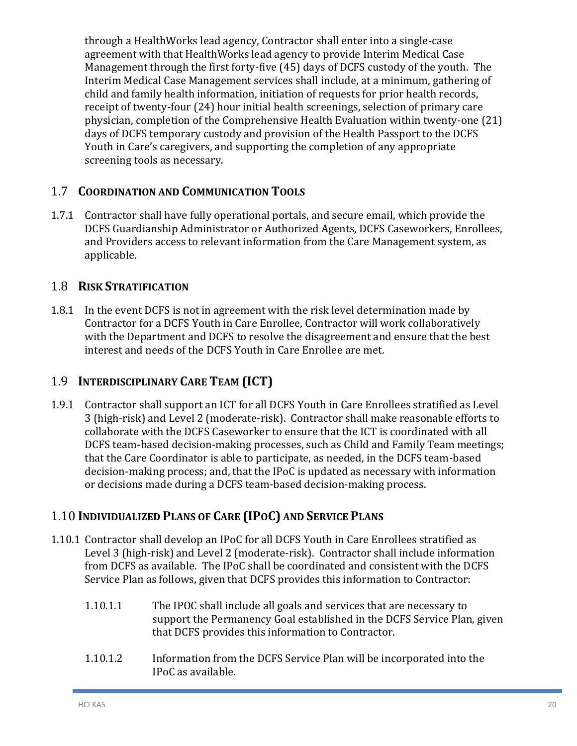through a HealthWorks lead agency, Contractor shall enter into a single-case agreement with that HealthWorks lead agency to provide Interim Medical Case Management through the first forty-five (45) days of DCFS custody of the youth. The Interim Medical Case Management services shall include, at a minimum, gathering of child and family health information, initiation of requests for prior health records, receipt of twenty-four (24) hour initial health screenings, selection of primary care physician, completion of the Comprehensive Health Evaluation within twenty-one (21) days of DCFS temporary custody and provision of the Health Passport to the DCFS Youth in Care's caregivers, and supporting the completion of any appropriate screening tools as necessary.

## 1.7 COORDINATION AND COMMUNICATION TOOLS

1.7.1 Contractor shall have fully operational portals, and secure email, which provide the DCFS Guardianship Administrator or Authorized Agents, DCFS Caseworkers, Enrollees, and Providers access to relevant information from the Care Management system, as applicable.

## 1.8 RISK STRATIFICATION

1.8.1 In the event DCFS is not in agreement with the risk level determination made by Contractor for a DCFS Youth in Care Enrollee, Contractor will work collaboratively with the Department and DCFS to resolve the disagreement and ensure that the best interest and needs of the DCFS Youth in Care Enrollee are met.

## 1.9 INTERDISCIPLINARY CARE TEAM (ICT)

1.9.1 Contractor shall support an ICT for all DCFS Youth in Care Enrollees stratified as Level 3 (high-risk) and Level 2 (moderate-risk). Contractor shall make reasonable efforts to collaborate with the DCFS Caseworker to ensure that the ICT is coordinated with all DCFS team-based decision-making processes, such as Child and Family Team meetings; that the Care Coordinator is able to participate, as needed, in the DCFS team-based decision-making process; and, that the IPoC is updated as necessary with information or decisions made during a DCFS team-based decision-making process.

## 1.10 INDIVIDUALIZED PLANS OF CARE (IPOC) AND SERVICE PLANS

1.10.1 Contractor shall develop an IPoC for all DCFS Youth in Care Enrollees stratified as Level 3 (high-risk) and Level 2 (moderate-risk). Contractor shall include information from DCFS as available. The IPoC shall be coordinated and consistent with the DCFS Service Plan as follows, given that DCFS provides this information to Contractor:

1.10.1.1 The IPOC shall include all goals and services that are necessary to support the Permanency Goal established in the DCFS Service Plan, given that DCFS provides this information to Contractor.

1.10.1.2 Information from the DCFS Service Plan will be incorporated into the IPoC as available.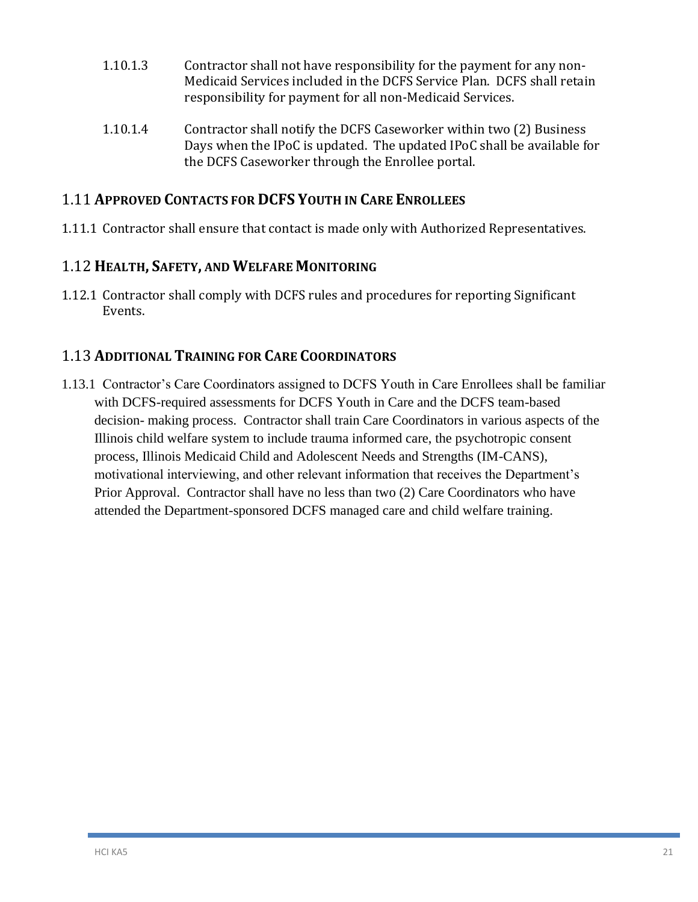1.10.1.3 Contractor shall not have responsibility for the payment for any non-Medicaid Services included in the DCFS Service Plan. DCFS shall retain responsibility for payment for all non-Medicaid Services.

1.10.1.4 Contractor shall notify the DCFS Caseworker within two (2) Business Days when the IPoC is updated. The updated IPoC shall be available for the DCFS Caseworker through the Enrollee portal.

## 1.11 APPROVED CONTACTS FOR DCFS YOUTH IN CARE ENROLLEES

1.11.1 Contractor shall ensure that contact is made only with Authorized Representatives.

## 1.12 HEALTH, SAFETY, AND WELFARE MONITORING

1.12.1 Contractor shall comply with DCFS rules and procedures for reporting Significant Events.

## 1.13 ADDITIONAL TRAINING FOR CARE COORDINATORS

1.13.1 Contractor's Care Coordinators assigned to DCFS Youth in Care Enrollees shall be familiar with DCFS-required assessments for DCFS Youth in Care and the DCFS team-based decision- making process. Contractor shall train Care Coordinators in various aspects of the Illinois child welfare system to include trauma informed care, the psychotropic consent process, Illinois Medicaid Child and Adolescent Needs and Strengths (IM-CANS), motivational interviewing, and other relevant information that receives the Department's Prior Approval. Contractor shall have no less than two (2) Care Coordinators who have attended the Department-sponsored DCFS managed care and child welfare training.